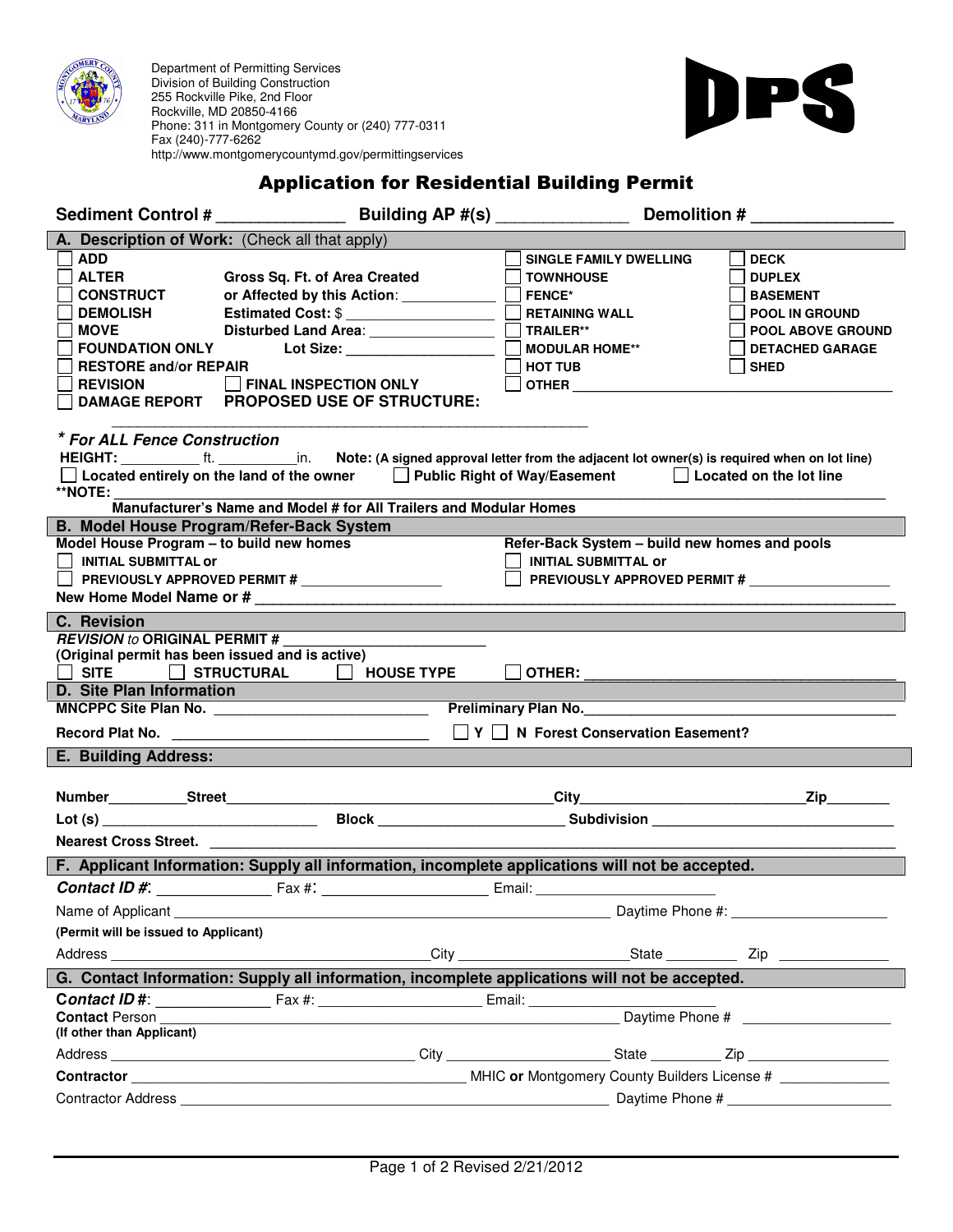Department of Permitting Services
Division of Building Construction
255 Rockville Pike, 2nd Floor
Rockville, MD 20850-4166
Phone: 311 in Montgomery County or (240) 777-0311
Fax (240)-777-6262
http://www.montgomerycountymd.gov/permittingservices

**DPS**

# Application for Residential Building Permit

**Sediment Control #** ______________ **Building AP #(s)** ______________ **Demolition #** _______________

## A. Description of Work: (Check all that apply)

- ☐ **ADD**
- ☐ **ALTER**
- ☐ **CONSTRUCT**
- ☐ **DEMOLISH**
- ☐ **MOVE**
- ☐ **FOUNDATION ONLY**
- ☐ **RESTORE and/or REPAIR**
- ☐ **REVISION**
- ☐ **DAMAGE REPORT**

**Gross Sq. Ft. of Area Created or Affected by this Action:** ___________
**Estimated Cost: $** __________________
**Disturbed Land Area:** _______________
**Lot Size:** __________________
☐ **FINAL INSPECTION ONLY**
**PROPOSED USE OF STRUCTURE:** _______________________________________________

- ☐ **SINGLE FAMILY DWELLING**
- ☐ **TOWNHOUSE**
- ☐ **FENCE***
- ☐ **RETAINING WALL**
- ☐ **TRAILER****
- ☐ **MODULAR HOME****
- ☐ **HOT TUB**
- ☐ **OTHER** ________________________________________
- ☐ **DECK**
- ☐ **DUPLEX**
- ☐ **BASEMENT**
- ☐ **POOL IN GROUND**
- ☐ **POOL ABOVE GROUND**
- ☐ **DETACHED GARAGE**
- ☐ **SHED**

***\* For ALL Fence Construction***

**HEIGHT:** __________ ft. __________in. **Note: (A signed approval letter from the adjacent lot owner(s) is required when on lot line)**

☐ **Located entirely on the land of the owner** ☐ **Public Right of Way/Easement** ☐ **Located on the lot line**

****NOTE:** _______________________________________________________________________________
**Manufacturer's Name and Model # for All Trailers and Modular Homes**

## B. Model House Program/Refer-Back System

**Model House Program – to build new homes**
☐ **INITIAL SUBMITTAL or**
☐ **PREVIOUSLY APPROVED PERMIT #** ___________________

**Refer-Back System – build new homes and pools**
☐ **INITIAL SUBMITTAL or**
☐ **PREVIOUSLY APPROVED PERMIT #** ___________________

**New Home Model Name or #** _______________________________________________________________

## C. Revision

***REVISION** to* **ORIGINAL PERMIT #** ________________________
**(Original permit has been issued and is active)**

☐ **SITE** ☐ **STRUCTURAL** ☐ **HOUSE TYPE** ☐ **OTHER:** ______________________________________

## D. Site Plan Information

**MNCPPC Site Plan No.** ___________________________ **Preliminary Plan No.** ____________________________________

**Record Plat No.** _________________________________ ☐ **Y** ☐ **N Forest Conservation Easement?**

## E. Building Address:

**Number**_________**Street**________________________________________**City**__________________________**Zip**________

**Lot (s)** ___________________________ **Block** _______________________ **Subdivision** ______________________________

**Nearest Cross Street.** ___________________________________________________________________________________

## F. Applicant Information: Supply all information, incomplete applications will not be accepted.

***Contact ID #***: ______________ Fax #: ____________________ Email: ______________________

Name of Applicant ___________________________________________________________ Daytime Phone #: ___________________

**(Permit will be issued to Applicant)**

Address _________________________________________City ____________________State _________ Zip ______________

## G. Contact Information: Supply all information, incomplete applications will not be accepted.

***Contact ID #***: ______________ Fax #: ____________________ Email: ______________________

**Contact** Person ___________________________________________________________ Daytime Phone # ___________________
**(If other than Applicant)**

Address _____________________________________ City ____________________ State _________ Zip __________________

**Contractor** _____________________________________________ MHIC **or** Montgomery County Builders License # ______________

Contractor Address ________________________________________________________ Daytime Phone # ____________________

Revised 2/21/2012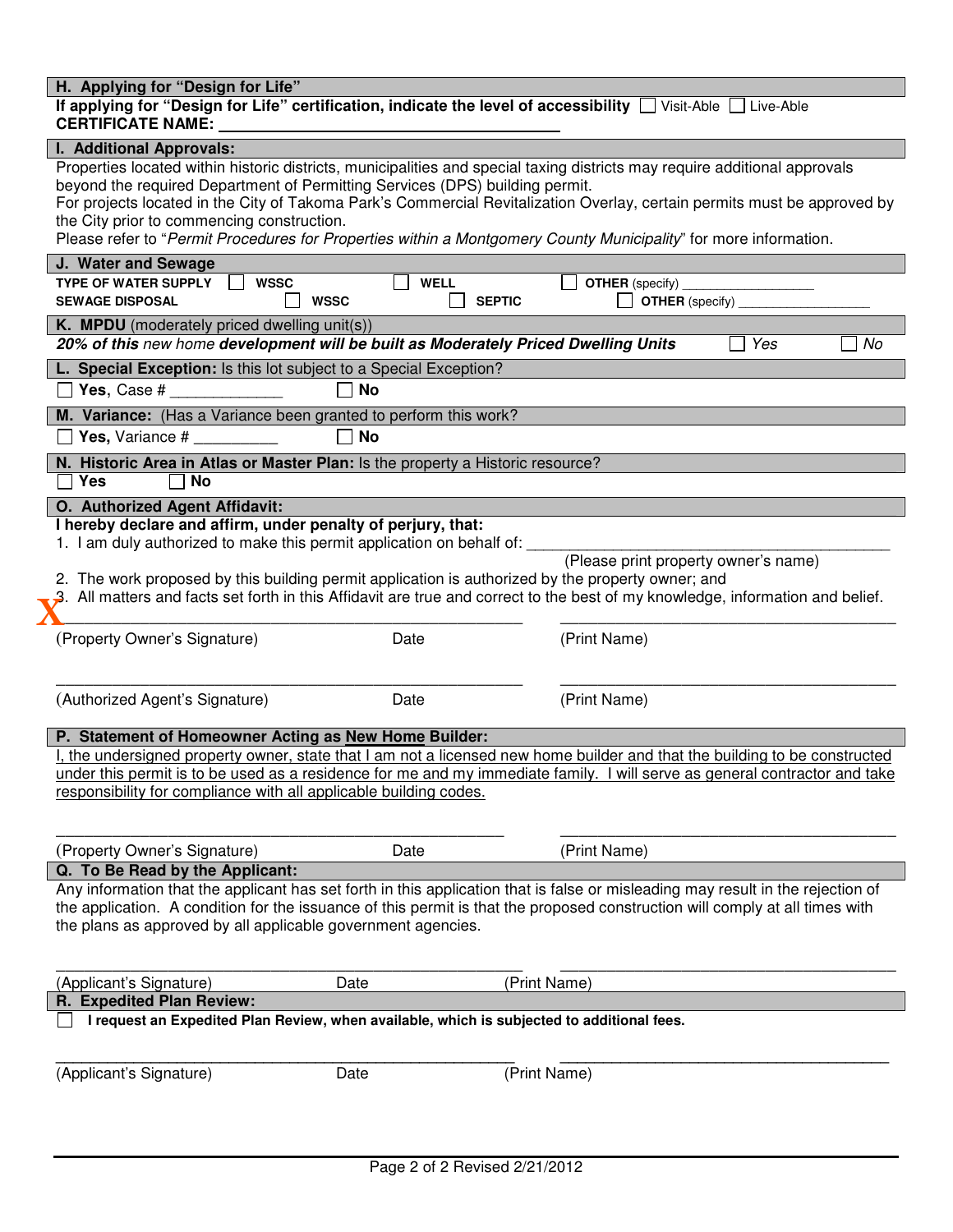## H. Applying for "Design for Life"

**If applying for "Design for Life" certification, indicate the level of accessibility** ☐ Visit-Able ☐ Live-Able

**CERTIFICATE NAME:** ______________________________

## I. Additional Approvals:

Properties located within historic districts, municipalities and special taxing districts may require additional approvals beyond the required Department of Permitting Services (DPS) building permit.

For projects located in the City of Takoma Park's Commercial Revitalization Overlay, certain permits must be approved by the City prior to commencing construction.

Please refer to "*Permit Procedures for Properties within a Montgomery County Municipality*" for more information.

## J. Water and Sewage

| | | | |
|---|---|---|---|
| **TYPE OF WATER SUPPLY** | ☐ **WSSC** | ☐ **WELL** | ☐ **OTHER** (specify) ________________ |
| **SEWAGE DISPOSAL** | ☐ **WSSC** | ☐ **SEPTIC** | ☐ **OTHER** (specify) ________________ |

## K. MPDU (moderately priced dwelling unit(s))

***20% of this** new home **development will be built as Moderately Priced Dwelling Units*** ☐ *Yes* ☐ *No*

## L. Special Exception: Is this lot subject to a Special Exception?

☐ **Yes**, Case # ____________ ☐ **No**

## M. Variance: (Has a Variance been granted to perform this work?

☐ **Yes**, Variance # __________ ☐ **No**

## N. Historic Area in Atlas or Master Plan: Is the property a Historic resource?

☐ **Yes** ☐ **No**

## O. Authorized Agent Affidavit:

**I hereby declare and affirm, under penalty of perjury, that:**

1. I am duly authorized to make this permit application on behalf of: ________________________________________
   (Please print property owner's name)
2. The work proposed by this building permit application is authorized by the property owner; and
3. All matters and facts set forth in this Affidavit are true and correct to the best of my knowledge, information and belief.

X ______________________________________________ ____________________________________

(Property Owner's Signature) Date (Print Name)

______________________________________________ ____________________________________

(Authorized Agent's Signature) Date (Print Name)

## P. Statement of Homeowner Acting as New Home Builder:

I, the undersigned property owner, state that I am not a licensed new home builder and that the building to be constructed under this permit is to be used as a residence for me and my immediate family. I will serve as general contractor and take responsibility for compliance with all applicable building codes.

______________________________________________ ____________________________________

(Property Owner's Signature) Date (Print Name)

## Q. To Be Read by the Applicant:

Any information that the applicant has set forth in this application that is false or misleading may result in the rejection of the application. A condition for the issuance of this permit is that the proposed construction will comply at all times with the plans as approved by all applicable government agencies.

______________________________________________ ____________________________________

(Applicant's Signature) Date (Print Name)

## R. Expedited Plan Review:

☐ **I request an Expedited Plan Review, when available, which is subjected to additional fees.**

______________________________________________ ____________________________________

(Applicant's Signature) Date (Print Name)

Revised 2/21/2012